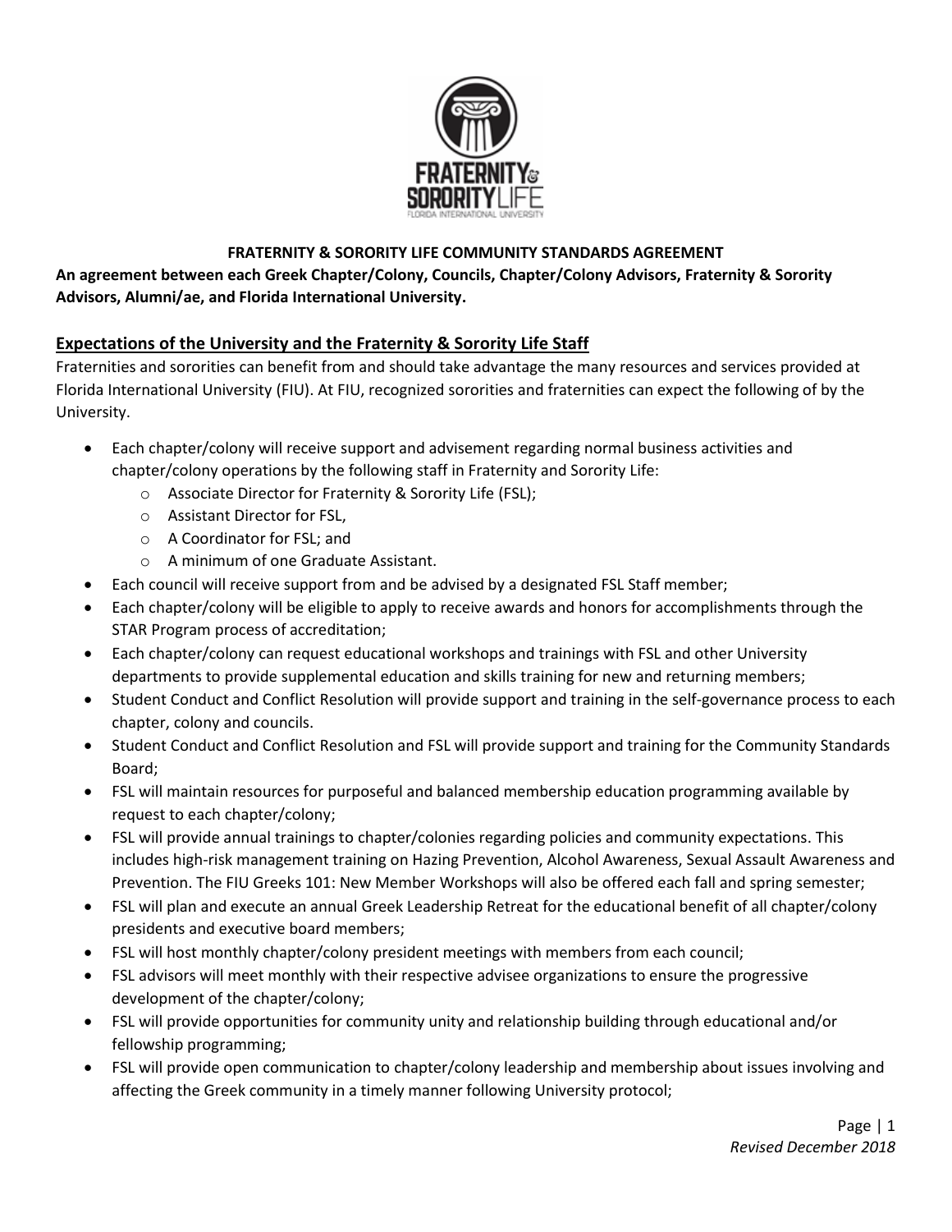**FRATERNITY & SORORITY LIFE COMMUNITY STANDARDS AGREEMENT**

**An agreement between each Greek Chapter/Colony, Councils, Chapter/Colony Advisors, Fraternity & Sorority Advisors, Alumni/ae, and Florida International University.**

## Expectations of the University and the Fraternity & Sorority Life Staff

Fraternities and sororities can benefit from and should take advantage the many resources and services provided at Florida International University (FIU). At FIU, recognized sororities and fraternities can expect the following of by the University.

- Each chapter/colony will receive support and advisement regarding normal business activities and chapter/colony operations by the following staff in Fraternity and Sorority Life:
  - Associate Director for Fraternity & Sorority Life (FSL);
  - Assistant Director for FSL,
  - A Coordinator for FSL; and
  - A minimum of one Graduate Assistant.
- Each council will receive support from and be advised by a designated FSL Staff member;
- Each chapter/colony will be eligible to apply to receive awards and honors for accomplishments through the STAR Program process of accreditation;
- Each chapter/colony can request educational workshops and trainings with FSL and other University departments to provide supplemental education and skills training for new and returning members;
- Student Conduct and Conflict Resolution will provide support and training in the self-governance process to each chapter, colony and councils.
- Student Conduct and Conflict Resolution and FSL will provide support and training for the Community Standards Board;
- FSL will maintain resources for purposeful and balanced membership education programming available by request to each chapter/colony;
- FSL will provide annual trainings to chapter/colonies regarding policies and community expectations. This includes high-risk management training on Hazing Prevention, Alcohol Awareness, Sexual Assault Awareness and Prevention. The FIU Greeks 101: New Member Workshops will also be offered each fall and spring semester;
- FSL will plan and execute an annual Greek Leadership Retreat for the educational benefit of all chapter/colony presidents and executive board members;
- FSL will host monthly chapter/colony president meetings with members from each council;
- FSL advisors will meet monthly with their respective advisee organizations to ensure the progressive development of the chapter/colony;
- FSL will provide opportunities for community unity and relationship building through educational and/or fellowship programming;
- FSL will provide open communication to chapter/colony leadership and membership about issues involving and affecting the Greek community in a timely manner following University protocol;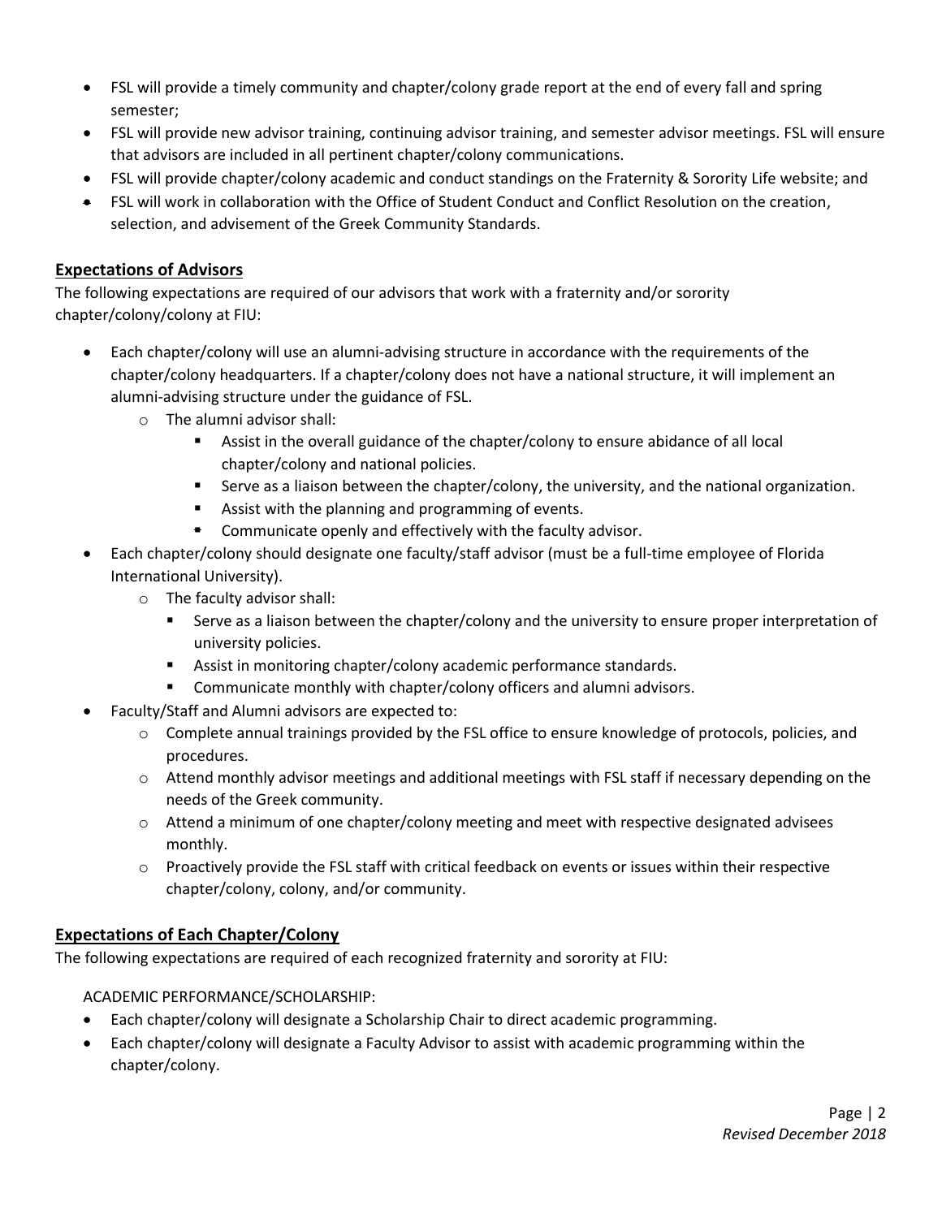- FSL will provide a timely community and chapter/colony grade report at the end of every fall and spring semester;
- FSL will provide new advisor training, continuing advisor training, and semester advisor meetings. FSL will ensure that advisors are included in all pertinent chapter/colony communications.
- FSL will provide chapter/colony academic and conduct standings on the Fraternity & Sorority Life website; and
- FSL will work in collaboration with the Office of Student Conduct and Conflict Resolution on the creation, selection, and advisement of the Greek Community Standards.

## Expectations of Advisors

The following expectations are required of our advisors that work with a fraternity and/or sorority chapter/colony/colony at FIU:

- Each chapter/colony will use an alumni-advising structure in accordance with the requirements of the chapter/colony headquarters. If a chapter/colony does not have a national structure, it will implement an alumni-advising structure under the guidance of FSL.
  - The alumni advisor shall:
    - Assist in the overall guidance of the chapter/colony to ensure abidance of all local chapter/colony and national policies.
    - Serve as a liaison between the chapter/colony, the university, and the national organization.
    - Assist with the planning and programming of events.
    - Communicate openly and effectively with the faculty advisor.
- Each chapter/colony should designate one faculty/staff advisor (must be a full-time employee of Florida International University).
  - The faculty advisor shall:
    - Serve as a liaison between the chapter/colony and the university to ensure proper interpretation of university policies.
    - Assist in monitoring chapter/colony academic performance standards.
    - Communicate monthly with chapter/colony officers and alumni advisors.
- Faculty/Staff and Alumni advisors are expected to:
  - Complete annual trainings provided by the FSL office to ensure knowledge of protocols, policies, and procedures.
  - Attend monthly advisor meetings and additional meetings with FSL staff if necessary depending on the needs of the Greek community.
  - Attend a minimum of one chapter/colony meeting and meet with respective designated advisees monthly.
  - Proactively provide the FSL staff with critical feedback on events or issues within their respective chapter/colony, colony, and/or community.

## Expectations of Each Chapter/Colony

The following expectations are required of each recognized fraternity and sorority at FIU:

ACADEMIC PERFORMANCE/SCHOLARSHIP:

- Each chapter/colony will designate a Scholarship Chair to direct academic programming.
- Each chapter/colony will designate a Faculty Advisor to assist with academic programming within the chapter/colony.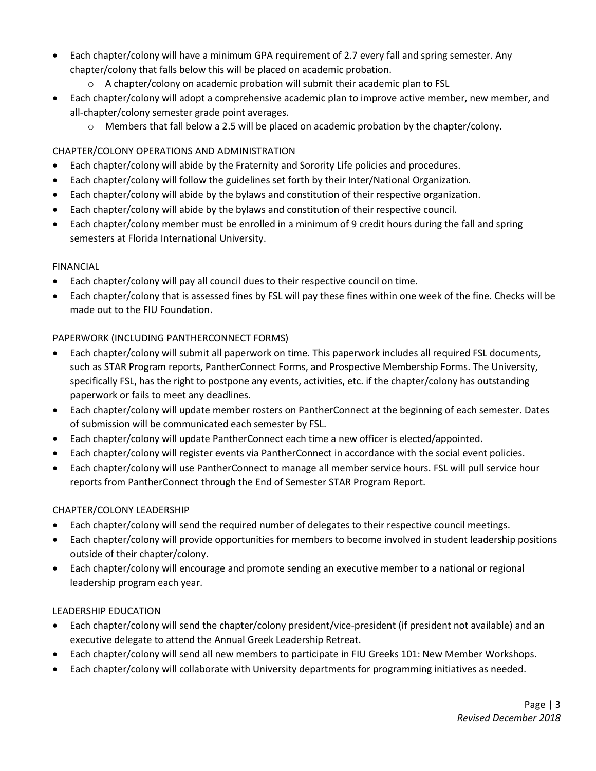- Each chapter/colony will have a minimum GPA requirement of 2.7 every fall and spring semester. Any chapter/colony that falls below this will be placed on academic probation.
  - A chapter/colony on academic probation will submit their academic plan to FSL
- Each chapter/colony will adopt a comprehensive academic plan to improve active member, new member, and all-chapter/colony semester grade point averages.
  - Members that fall below a 2.5 will be placed on academic probation by the chapter/colony.

CHAPTER/COLONY OPERATIONS AND ADMINISTRATION

- Each chapter/colony will abide by the Fraternity and Sorority Life policies and procedures.
- Each chapter/colony will follow the guidelines set forth by their Inter/National Organization.
- Each chapter/colony will abide by the bylaws and constitution of their respective organization.
- Each chapter/colony will abide by the bylaws and constitution of their respective council.
- Each chapter/colony member must be enrolled in a minimum of 9 credit hours during the fall and spring semesters at Florida International University.

FINANCIAL

- Each chapter/colony will pay all council dues to their respective council on time.
- Each chapter/colony that is assessed fines by FSL will pay these fines within one week of the fine. Checks will be made out to the FIU Foundation.

PAPERWORK (INCLUDING PANTHERCONNECT FORMS)

- Each chapter/colony will submit all paperwork on time. This paperwork includes all required FSL documents, such as STAR Program reports, PantherConnect Forms, and Prospective Membership Forms. The University, specifically FSL, has the right to postpone any events, activities, etc. if the chapter/colony has outstanding paperwork or fails to meet any deadlines.
- Each chapter/colony will update member rosters on PantherConnect at the beginning of each semester. Dates of submission will be communicated each semester by FSL.
- Each chapter/colony will update PantherConnect each time a new officer is elected/appointed.
- Each chapter/colony will register events via PantherConnect in accordance with the social event policies.
- Each chapter/colony will use PantherConnect to manage all member service hours. FSL will pull service hour reports from PantherConnect through the End of Semester STAR Program Report.

CHAPTER/COLONY LEADERSHIP

- Each chapter/colony will send the required number of delegates to their respective council meetings.
- Each chapter/colony will provide opportunities for members to become involved in student leadership positions outside of their chapter/colony.
- Each chapter/colony will encourage and promote sending an executive member to a national or regional leadership program each year.

LEADERSHIP EDUCATION

- Each chapter/colony will send the chapter/colony president/vice-president (if president not available) and an executive delegate to attend the Annual Greek Leadership Retreat.
- Each chapter/colony will send all new members to participate in FIU Greeks 101: New Member Workshops.
- Each chapter/colony will collaborate with University departments for programming initiatives as needed.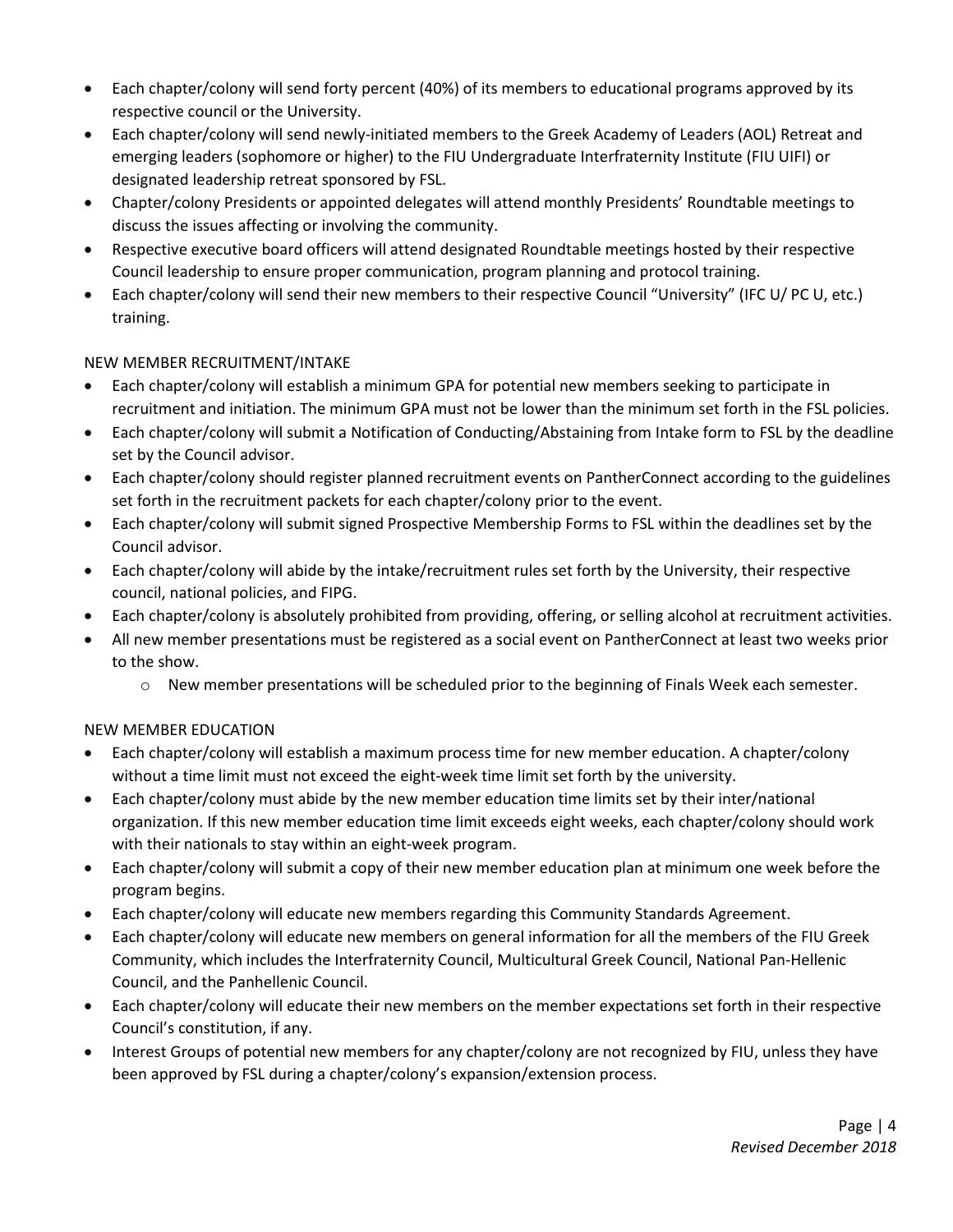- Each chapter/colony will send forty percent (40%) of its members to educational programs approved by its respective council or the University.
- Each chapter/colony will send newly-initiated members to the Greek Academy of Leaders (AOL) Retreat and emerging leaders (sophomore or higher) to the FIU Undergraduate Interfraternity Institute (FIU UIFI) or designated leadership retreat sponsored by FSL.
- Chapter/colony Presidents or appointed delegates will attend monthly Presidents' Roundtable meetings to discuss the issues affecting or involving the community.
- Respective executive board officers will attend designated Roundtable meetings hosted by their respective Council leadership to ensure proper communication, program planning and protocol training.
- Each chapter/colony will send their new members to their respective Council "University" (IFC U/ PC U, etc.) training.

NEW MEMBER RECRUITMENT/INTAKE

- Each chapter/colony will establish a minimum GPA for potential new members seeking to participate in recruitment and initiation. The minimum GPA must not be lower than the minimum set forth in the FSL policies.
- Each chapter/colony will submit a Notification of Conducting/Abstaining from Intake form to FSL by the deadline set by the Council advisor.
- Each chapter/colony should register planned recruitment events on PantherConnect according to the guidelines set forth in the recruitment packets for each chapter/colony prior to the event.
- Each chapter/colony will submit signed Prospective Membership Forms to FSL within the deadlines set by the Council advisor.
- Each chapter/colony will abide by the intake/recruitment rules set forth by the University, their respective council, national policies, and FIPG.
- Each chapter/colony is absolutely prohibited from providing, offering, or selling alcohol at recruitment activities.
- All new member presentations must be registered as a social event on PantherConnect at least two weeks prior to the show.
  - New member presentations will be scheduled prior to the beginning of Finals Week each semester.

NEW MEMBER EDUCATION

- Each chapter/colony will establish a maximum process time for new member education. A chapter/colony without a time limit must not exceed the eight-week time limit set forth by the university.
- Each chapter/colony must abide by the new member education time limits set by their inter/national organization. If this new member education time limit exceeds eight weeks, each chapter/colony should work with their nationals to stay within an eight-week program.
- Each chapter/colony will submit a copy of their new member education plan at minimum one week before the program begins.
- Each chapter/colony will educate new members regarding this Community Standards Agreement.
- Each chapter/colony will educate new members on general information for all the members of the FIU Greek Community, which includes the Interfraternity Council, Multicultural Greek Council, National Pan-Hellenic Council, and the Panhellenic Council.
- Each chapter/colony will educate their new members on the member expectations set forth in their respective Council's constitution, if any.
- Interest Groups of potential new members for any chapter/colony are not recognized by FIU, unless they have been approved by FSL during a chapter/colony's expansion/extension process.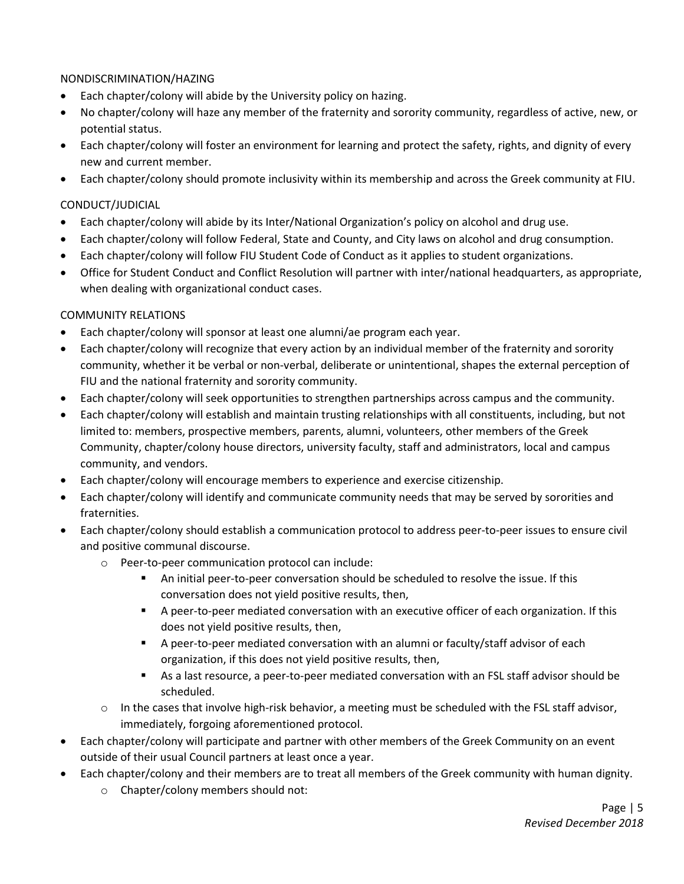NONDISCRIMINATION/HAZING

- Each chapter/colony will abide by the University policy on hazing.
- No chapter/colony will haze any member of the fraternity and sorority community, regardless of active, new, or potential status.
- Each chapter/colony will foster an environment for learning and protect the safety, rights, and dignity of every new and current member.
- Each chapter/colony should promote inclusivity within its membership and across the Greek community at FIU.

CONDUCT/JUDICIAL

- Each chapter/colony will abide by its Inter/National Organization's policy on alcohol and drug use.
- Each chapter/colony will follow Federal, State and County, and City laws on alcohol and drug consumption.
- Each chapter/colony will follow FIU Student Code of Conduct as it applies to student organizations.
- Office for Student Conduct and Conflict Resolution will partner with inter/national headquarters, as appropriate, when dealing with organizational conduct cases.

COMMUNITY RELATIONS

- Each chapter/colony will sponsor at least one alumni/ae program each year.
- Each chapter/colony will recognize that every action by an individual member of the fraternity and sorority community, whether it be verbal or non-verbal, deliberate or unintentional, shapes the external perception of FIU and the national fraternity and sorority community.
- Each chapter/colony will seek opportunities to strengthen partnerships across campus and the community.
- Each chapter/colony will establish and maintain trusting relationships with all constituents, including, but not limited to: members, prospective members, parents, alumni, volunteers, other members of the Greek Community, chapter/colony house directors, university faculty, staff and administrators, local and campus community, and vendors.
- Each chapter/colony will encourage members to experience and exercise citizenship.
- Each chapter/colony will identify and communicate community needs that may be served by sororities and fraternities.
- Each chapter/colony should establish a communication protocol to address peer-to-peer issues to ensure civil and positive communal discourse.
    - Peer-to-peer communication protocol can include:
        - An initial peer-to-peer conversation should be scheduled to resolve the issue. If this conversation does not yield positive results, then,
        - A peer-to-peer mediated conversation with an executive officer of each organization. If this does not yield positive results, then,
        - A peer-to-peer mediated conversation with an alumni or faculty/staff advisor of each organization, if this does not yield positive results, then,
        - As a last resource, a peer-to-peer mediated conversation with an FSL staff advisor should be scheduled.
    - In the cases that involve high-risk behavior, a meeting must be scheduled with the FSL staff advisor, immediately, forgoing aforementioned protocol.
- Each chapter/colony will participate and partner with other members of the Greek Community on an event outside of their usual Council partners at least once a year.
- Each chapter/colony and their members are to treat all members of the Greek community with human dignity.
    - Chapter/colony members should not:

*Revised December 2018*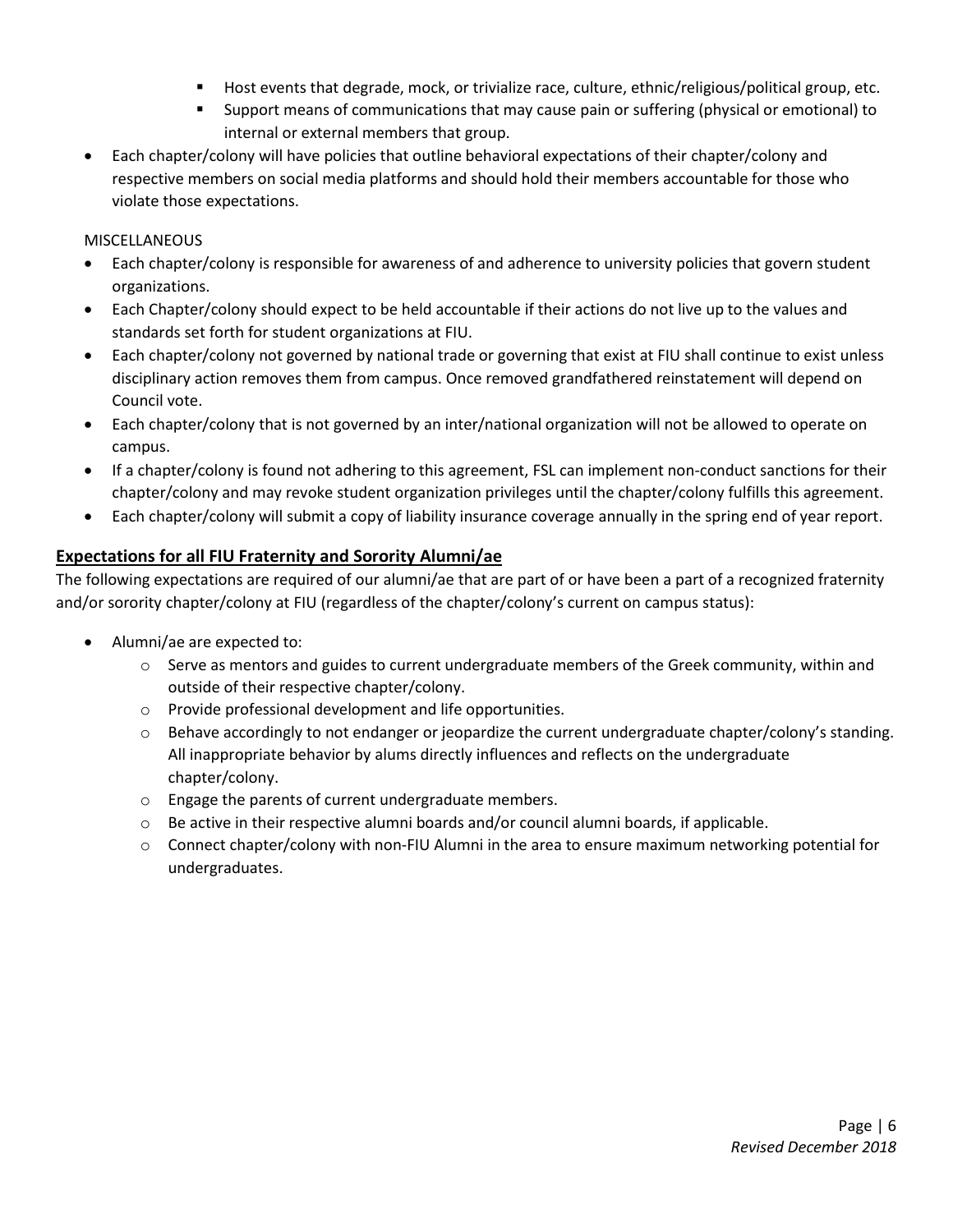- Host events that degrade, mock, or trivialize race, culture, ethnic/religious/political group, etc.
    - Support means of communications that may cause pain or suffering (physical or emotional) to internal or external members that group.
- Each chapter/colony will have policies that outline behavioral expectations of their chapter/colony and respective members on social media platforms and should hold their members accountable for those who violate those expectations.

MISCELLANEOUS

- Each chapter/colony is responsible for awareness of and adherence to university policies that govern student organizations.
- Each Chapter/colony should expect to be held accountable if their actions do not live up to the values and standards set forth for student organizations at FIU.
- Each chapter/colony not governed by national trade or governing that exist at FIU shall continue to exist unless disciplinary action removes them from campus. Once removed grandfathered reinstatement will depend on Council vote.
- Each chapter/colony that is not governed by an inter/national organization will not be allowed to operate on campus.
- If a chapter/colony is found not adhering to this agreement, FSL can implement non-conduct sanctions for their chapter/colony and may revoke student organization privileges until the chapter/colony fulfills this agreement.
- Each chapter/colony will submit a copy of liability insurance coverage annually in the spring end of year report.

## Expectations for all FIU Fraternity and Sorority Alumni/ae

The following expectations are required of our alumni/ae that are part of or have been a part of a recognized fraternity and/or sorority chapter/colony at FIU (regardless of the chapter/colony's current on campus status):

- Alumni/ae are expected to:
    - Serve as mentors and guides to current undergraduate members of the Greek community, within and outside of their respective chapter/colony.
    - Provide professional development and life opportunities.
    - Behave accordingly to not endanger or jeopardize the current undergraduate chapter/colony's standing. All inappropriate behavior by alums directly influences and reflects on the undergraduate chapter/colony.
    - Engage the parents of current undergraduate members.
    - Be active in their respective alumni boards and/or council alumni boards, if applicable.
    - Connect chapter/colony with non-FIU Alumni in the area to ensure maximum networking potential for undergraduates.

*Revised December 2018*